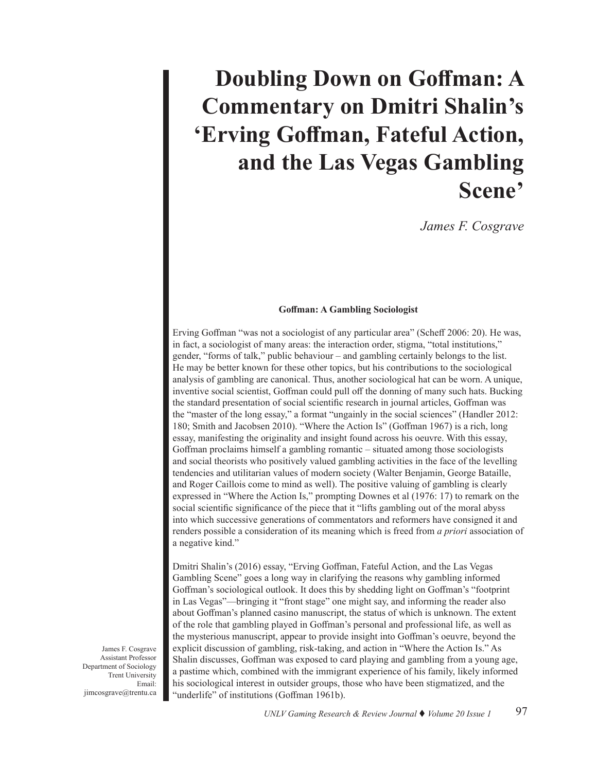# Doubling Down on Goffman: A Commentary on Dmitri Shalin's 'Erving Goffman, Fateful Action, and the Las Vegas Gambling Scene'

*James F. Cosgrave*

James F. Cosgrave
Assistant Professor
Department of Sociology
Trent University
Email:
jimcosgrave@trentu.ca

### Goffman: A Gambling Sociologist

Erving Goffman "was not a sociologist of any particular area" (Scheff 2006: 20). He was, in fact, a sociologist of many areas: the interaction order, stigma, "total institutions," gender, "forms of talk," public behaviour – and gambling certainly belongs to the list. He may be better known for these other topics, but his contributions to the sociological analysis of gambling are canonical. Thus, another sociological hat can be worn. A unique, inventive social scientist, Goffman could pull off the donning of many such hats. Bucking the standard presentation of social scientific research in journal articles, Goffman was the "master of the long essay," a format "ungainly in the social sciences" (Handler 2012: 180; Smith and Jacobsen 2010). "Where the Action Is" (Goffman 1967) is a rich, long essay, manifesting the originality and insight found across his oeuvre. With this essay, Goffman proclaims himself a gambling romantic – situated among those sociologists and social theorists who positively valued gambling activities in the face of the levelling tendencies and utilitarian values of modern society (Walter Benjamin, George Bataille, and Roger Caillois come to mind as well). The positive valuing of gambling is clearly expressed in "Where the Action Is," prompting Downes et al (1976: 17) to remark on the social scientific significance of the piece that it "lifts gambling out of the moral abyss into which successive generations of commentators and reformers have consigned it and renders possible a consideration of its meaning which is freed from *a priori* association of a negative kind."

Dmitri Shalin's (2016) essay, "Erving Goffman, Fateful Action, and the Las Vegas Gambling Scene" goes a long way in clarifying the reasons why gambling informed Goffman's sociological outlook. It does this by shedding light on Goffman's "footprint in Las Vegas"—bringing it "front stage" one might say, and informing the reader also about Goffman's planned casino manuscript, the status of which is unknown. The extent of the role that gambling played in Goffman's personal and professional life, as well as the mysterious manuscript, appear to provide insight into Goffman's oeuvre, beyond the explicit discussion of gambling, risk-taking, and action in "Where the Action Is." As Shalin discusses, Goffman was exposed to card playing and gambling from a young age, a pastime which, combined with the immigrant experience of his family, likely informed his sociological interest in outsider groups, those who have been stigmatized, and the "underlife" of institutions (Goffman 1961b).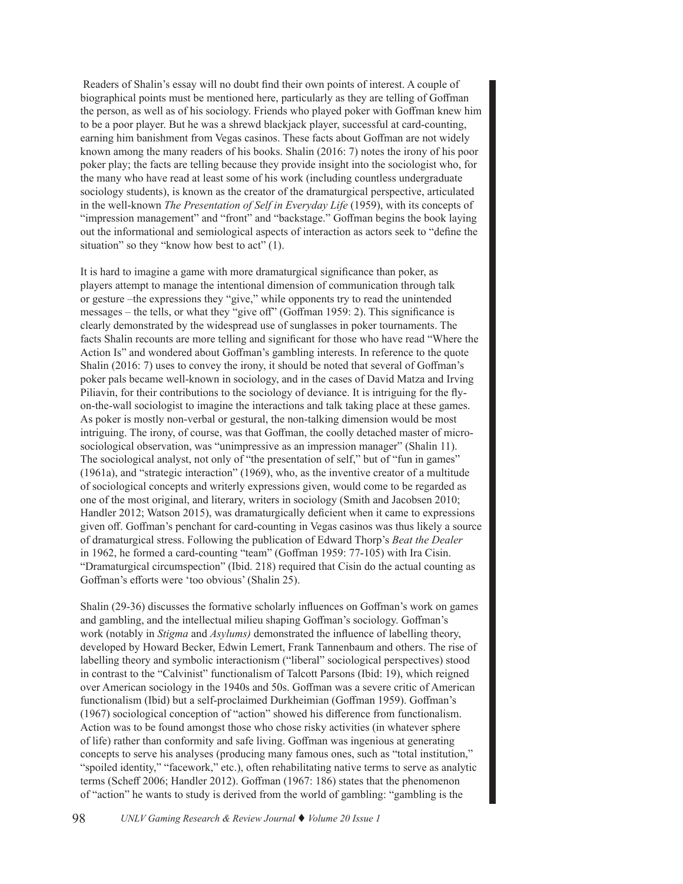Readers of Shalin's essay will no doubt find their own points of interest. A couple of biographical points must be mentioned here, particularly as they are telling of Goffman the person, as well as of his sociology. Friends who played poker with Goffman knew him to be a poor player. But he was a shrewd blackjack player, successful at card-counting, earning him banishment from Vegas casinos. These facts about Goffman are not widely known among the many readers of his books. Shalin (2016: 7) notes the irony of his poor poker play; the facts are telling because they provide insight into the sociologist who, for the many who have read at least some of his work (including countless undergraduate sociology students), is known as the creator of the dramaturgical perspective, articulated in the well-known *The Presentation of Self in Everyday Life* (1959), with its concepts of "impression management" and "front" and "backstage." Goffman begins the book laying out the informational and semiological aspects of interaction as actors seek to "define the situation" so they "know how best to act" (1).

It is hard to imagine a game with more dramaturgical significance than poker, as players attempt to manage the intentional dimension of communication through talk or gesture –the expressions they "give," while opponents try to read the unintended messages – the tells, or what they "give off" (Goffman 1959: 2). This significance is clearly demonstrated by the widespread use of sunglasses in poker tournaments. The facts Shalin recounts are more telling and significant for those who have read "Where the Action Is" and wondered about Goffman's gambling interests. In reference to the quote Shalin (2016: 7) uses to convey the irony, it should be noted that several of Goffman's poker pals became well-known in sociology, and in the cases of David Matza and Irving Piliavin, for their contributions to the sociology of deviance. It is intriguing for the fly-on-the-wall sociologist to imagine the interactions and talk taking place at these games. As poker is mostly non-verbal or gestural, the non-talking dimension would be most intriguing. The irony, of course, was that Goffman, the coolly detached master of micro-sociological observation, was "unimpressive as an impression manager" (Shalin 11). The sociological analyst, not only of "the presentation of self," but of "fun in games" (1961a), and "strategic interaction" (1969), who, as the inventive creator of a multitude of sociological concepts and writerly expressions given, would come to be regarded as one of the most original, and literary, writers in sociology (Smith and Jacobsen 2010; Handler 2012; Watson 2015), was dramaturgically deficient when it came to expressions given off. Goffman's penchant for card-counting in Vegas casinos was thus likely a source of dramaturgical stress. Following the publication of Edward Thorp's *Beat the Dealer* in 1962, he formed a card-counting "team" (Goffman 1959: 77-105) with Ira Cisin. "Dramaturgical circumspection" (Ibid. 218) required that Cisin do the actual counting as Goffman's efforts were 'too obvious' (Shalin 25).

Shalin (29-36) discusses the formative scholarly influences on Goffman's work on games and gambling, and the intellectual milieu shaping Goffman's sociology. Goffman's work (notably in *Stigma* and *Asylums)* demonstrated the influence of labelling theory, developed by Howard Becker, Edwin Lemert, Frank Tannenbaum and others. The rise of labelling theory and symbolic interactionism ("liberal" sociological perspectives) stood in contrast to the "Calvinist" functionalism of Talcott Parsons (Ibid: 19), which reigned over American sociology in the 1940s and 50s. Goffman was a severe critic of American functionalism (Ibid) but a self-proclaimed Durkheimian (Goffman 1959). Goffman's (1967) sociological conception of "action" showed his difference from functionalism. Action was to be found amongst those who chose risky activities (in whatever sphere of life) rather than conformity and safe living. Goffman was ingenious at generating concepts to serve his analyses (producing many famous ones, such as "total institution," "spoiled identity," "facework," etc.), often rehabilitating native terms to serve as analytic terms (Scheff 2006; Handler 2012). Goffman (1967: 186) states that the phenomenon of "action" he wants to study is derived from the world of gambling: "gambling is the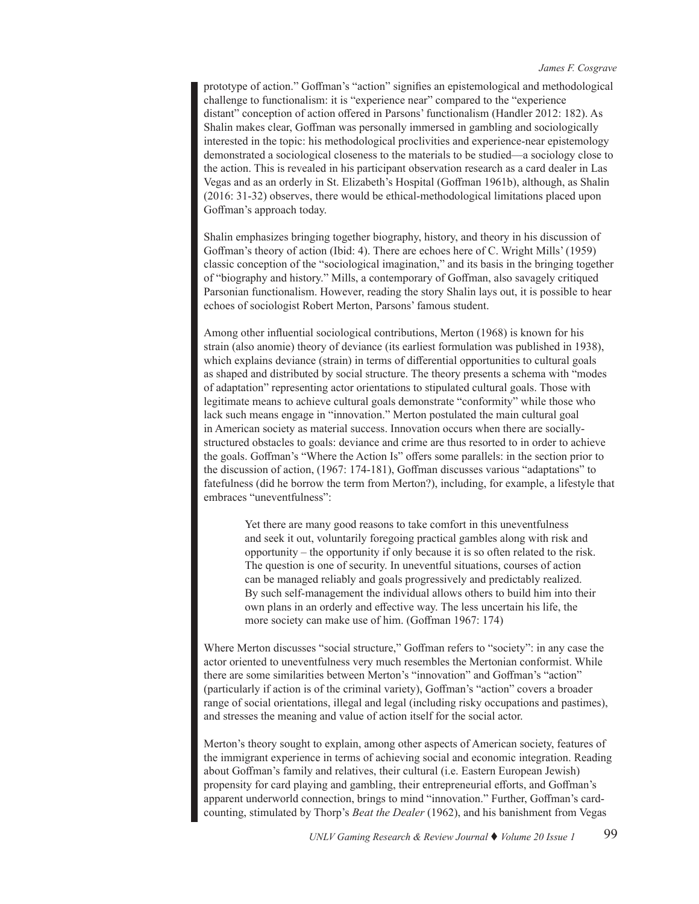prototype of action." Goffman's "action" signifies an epistemological and methodological challenge to functionalism: it is "experience near" compared to the "experience distant" conception of action offered in Parsons' functionalism (Handler 2012: 182). As Shalin makes clear, Goffman was personally immersed in gambling and sociologically interested in the topic: his methodological proclivities and experience-near epistemology demonstrated a sociological closeness to the materials to be studied—a sociology close to the action. This is revealed in his participant observation research as a card dealer in Las Vegas and as an orderly in St. Elizabeth's Hospital (Goffman 1961b), although, as Shalin (2016: 31-32) observes, there would be ethical-methodological limitations placed upon Goffman's approach today.

Shalin emphasizes bringing together biography, history, and theory in his discussion of Goffman's theory of action (Ibid: 4). There are echoes here of C. Wright Mills' (1959) classic conception of the "sociological imagination," and its basis in the bringing together of "biography and history." Mills, a contemporary of Goffman, also savagely critiqued Parsonian functionalism. However, reading the story Shalin lays out, it is possible to hear echoes of sociologist Robert Merton, Parsons' famous student.

Among other influential sociological contributions, Merton (1968) is known for his strain (also anomie) theory of deviance (its earliest formulation was published in 1938), which explains deviance (strain) in terms of differential opportunities to cultural goals as shaped and distributed by social structure. The theory presents a schema with "modes of adaptation" representing actor orientations to stipulated cultural goals. Those with legitimate means to achieve cultural goals demonstrate "conformity" while those who lack such means engage in "innovation." Merton postulated the main cultural goal in American society as material success. Innovation occurs when there are socially-structured obstacles to goals: deviance and crime are thus resorted to in order to achieve the goals. Goffman's "Where the Action Is" offers some parallels: in the section prior to the discussion of action, (1967: 174-181), Goffman discusses various "adaptations" to fatefulness (did he borrow the term from Merton?), including, for example, a lifestyle that embraces "uneventfulness":

> Yet there are many good reasons to take comfort in this uneventfulness and seek it out, voluntarily foregoing practical gambles along with risk and opportunity – the opportunity if only because it is so often related to the risk. The question is one of security. In uneventful situations, courses of action can be managed reliably and goals progressively and predictably realized. By such self-management the individual allows others to build him into their own plans in an orderly and effective way. The less uncertain his life, the more society can make use of him. (Goffman 1967: 174)

Where Merton discusses "social structure," Goffman refers to "society": in any case the actor oriented to uneventfulness very much resembles the Mertonian conformist. While there are some similarities between Merton's "innovation" and Goffman's "action" (particularly if action is of the criminal variety), Goffman's "action" covers a broader range of social orientations, illegal and legal (including risky occupations and pastimes), and stresses the meaning and value of action itself for the social actor.

Merton's theory sought to explain, among other aspects of American society, features of the immigrant experience in terms of achieving social and economic integration. Reading about Goffman's family and relatives, their cultural (i.e. Eastern European Jewish) propensity for card playing and gambling, their entrepreneurial efforts, and Goffman's apparent underworld connection, brings to mind "innovation." Further, Goffman's card-counting, stimulated by Thorp's *Beat the Dealer* (1962), and his banishment from Vegas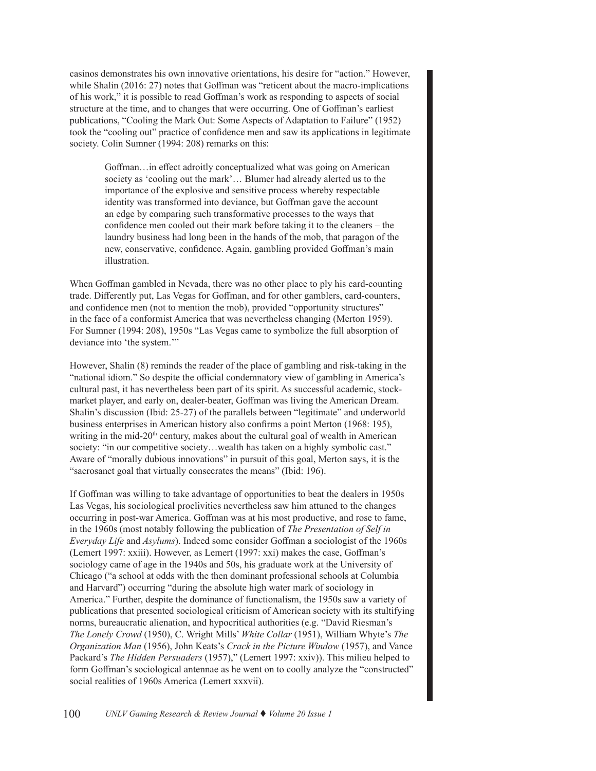casinos demonstrates his own innovative orientations, his desire for "action." However, while Shalin (2016: 27) notes that Goffman was "reticent about the macro-implications of his work," it is possible to read Goffman's work as responding to aspects of social structure at the time, and to changes that were occurring. One of Goffman's earliest publications, "Cooling the Mark Out: Some Aspects of Adaptation to Failure" (1952) took the "cooling out" practice of confidence men and saw its applications in legitimate society. Colin Sumner (1994: 208) remarks on this:

> Goffman…in effect adroitly conceptualized what was going on American society as 'cooling out the mark'… Blumer had already alerted us to the importance of the explosive and sensitive process whereby respectable identity was transformed into deviance, but Goffman gave the account an edge by comparing such transformative processes to the ways that confidence men cooled out their mark before taking it to the cleaners – the laundry business had long been in the hands of the mob, that paragon of the new, conservative, confidence. Again, gambling provided Goffman's main illustration.

When Goffman gambled in Nevada, there was no other place to ply his card-counting trade. Differently put, Las Vegas for Goffman, and for other gamblers, card-counters, and confidence men (not to mention the mob), provided "opportunity structures" in the face of a conformist America that was nevertheless changing (Merton 1959). For Sumner (1994: 208), 1950s "Las Vegas came to symbolize the full absorption of deviance into 'the system.'"

However, Shalin (8) reminds the reader of the place of gambling and risk-taking in the "national idiom." So despite the official condemnatory view of gambling in America's cultural past, it has nevertheless been part of its spirit. As successful academic, stock-market player, and early on, dealer-beater, Goffman was living the American Dream. Shalin's discussion (Ibid: 25-27) of the parallels between "legitimate" and underworld business enterprises in American history also confirms a point Merton (1968: 195), writing in the mid-20th century, makes about the cultural goal of wealth in American society: "in our competitive society…wealth has taken on a highly symbolic cast." Aware of "morally dubious innovations" in pursuit of this goal, Merton says, it is the "sacrosanct goal that virtually consecrates the means" (Ibid: 196).

If Goffman was willing to take advantage of opportunities to beat the dealers in 1950s Las Vegas, his sociological proclivities nevertheless saw him attuned to the changes occurring in post-war America. Goffman was at his most productive, and rose to fame, in the 1960s (most notably following the publication of *The Presentation of Self in Everyday Life* and *Asylums*). Indeed some consider Goffman a sociologist of the 1960s (Lemert 1997: xxiii). However, as Lemert (1997: xxi) makes the case, Goffman's sociology came of age in the 1940s and 50s, his graduate work at the University of Chicago ("a school at odds with the then dominant professional schools at Columbia and Harvard") occurring "during the absolute high water mark of sociology in America." Further, despite the dominance of functionalism, the 1950s saw a variety of publications that presented sociological criticism of American society with its stultifying norms, bureaucratic alienation, and hypocritical authorities (e.g. "David Riesman's *The Lonely Crowd* (1950), C. Wright Mills' *White Collar* (1951), William Whyte's *The Organization Man* (1956), John Keats's *Crack in the Picture Window* (1957), and Vance Packard's *The Hidden Persuaders* (1957)," (Lemert 1997: xxiv)). This milieu helped to form Goffman's sociological antennae as he went on to coolly analyze the "constructed" social realities of 1960s America (Lemert xxxvii).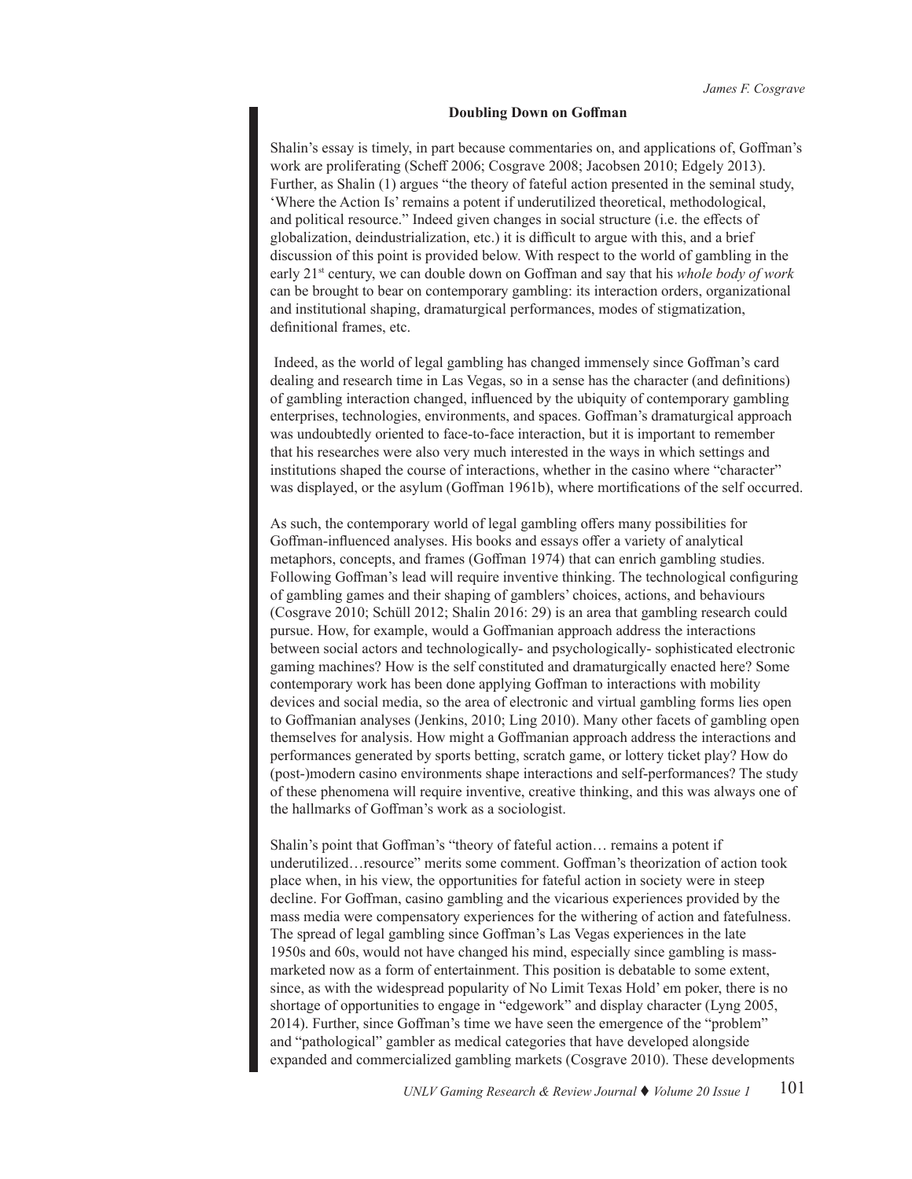**Doubling Down on Goffman**

Shalin's essay is timely, in part because commentaries on, and applications of, Goffman's work are proliferating (Scheff 2006; Cosgrave 2008; Jacobsen 2010; Edgely 2013). Further, as Shalin (1) argues "the theory of fateful action presented in the seminal study, 'Where the Action Is' remains a potent if underutilized theoretical, methodological, and political resource." Indeed given changes in social structure (i.e. the effects of globalization, deindustrialization, etc.) it is difficult to argue with this, and a brief discussion of this point is provided below. With respect to the world of gambling in the early 21st century, we can double down on Goffman and say that his *whole body of work* can be brought to bear on contemporary gambling: its interaction orders, organizational and institutional shaping, dramaturgical performances, modes of stigmatization, definitional frames, etc.

Indeed, as the world of legal gambling has changed immensely since Goffman's card dealing and research time in Las Vegas, so in a sense has the character (and definitions) of gambling interaction changed, influenced by the ubiquity of contemporary gambling enterprises, technologies, environments, and spaces. Goffman's dramaturgical approach was undoubtedly oriented to face-to-face interaction, but it is important to remember that his researches were also very much interested in the ways in which settings and institutions shaped the course of interactions, whether in the casino where "character" was displayed, or the asylum (Goffman 1961b), where mortifications of the self occurred.

As such, the contemporary world of legal gambling offers many possibilities for Goffman-influenced analyses. His books and essays offer a variety of analytical metaphors, concepts, and frames (Goffman 1974) that can enrich gambling studies. Following Goffman's lead will require inventive thinking. The technological configuring of gambling games and their shaping of gamblers' choices, actions, and behaviours (Cosgrave 2010; Schüll 2012; Shalin 2016: 29) is an area that gambling research could pursue. How, for example, would a Goffmanian approach address the interactions between social actors and technologically- and psychologically- sophisticated electronic gaming machines? How is the self constituted and dramaturgically enacted here? Some contemporary work has been done applying Goffman to interactions with mobility devices and social media, so the area of electronic and virtual gambling forms lies open to Goffmanian analyses (Jenkins, 2010; Ling 2010). Many other facets of gambling open themselves for analysis. How might a Goffmanian approach address the interactions and performances generated by sports betting, scratch game, or lottery ticket play? How do (post-)modern casino environments shape interactions and self-performances? The study of these phenomena will require inventive, creative thinking, and this was always one of the hallmarks of Goffman's work as a sociologist.

Shalin's point that Goffman's "theory of fateful action… remains a potent if underutilized…resource" merits some comment. Goffman's theorization of action took place when, in his view, the opportunities for fateful action in society were in steep decline. For Goffman, casino gambling and the vicarious experiences provided by the mass media were compensatory experiences for the withering of action and fatefulness. The spread of legal gambling since Goffman's Las Vegas experiences in the late 1950s and 60s, would not have changed his mind, especially since gambling is mass-marketed now as a form of entertainment. This position is debatable to some extent, since, as with the widespread popularity of No Limit Texas Hold' em poker, there is no shortage of opportunities to engage in "edgework" and display character (Lyng 2005, 2014). Further, since Goffman's time we have seen the emergence of the "problem" and "pathological" gambler as medical categories that have developed alongside expanded and commercialized gambling markets (Cosgrave 2010). These developments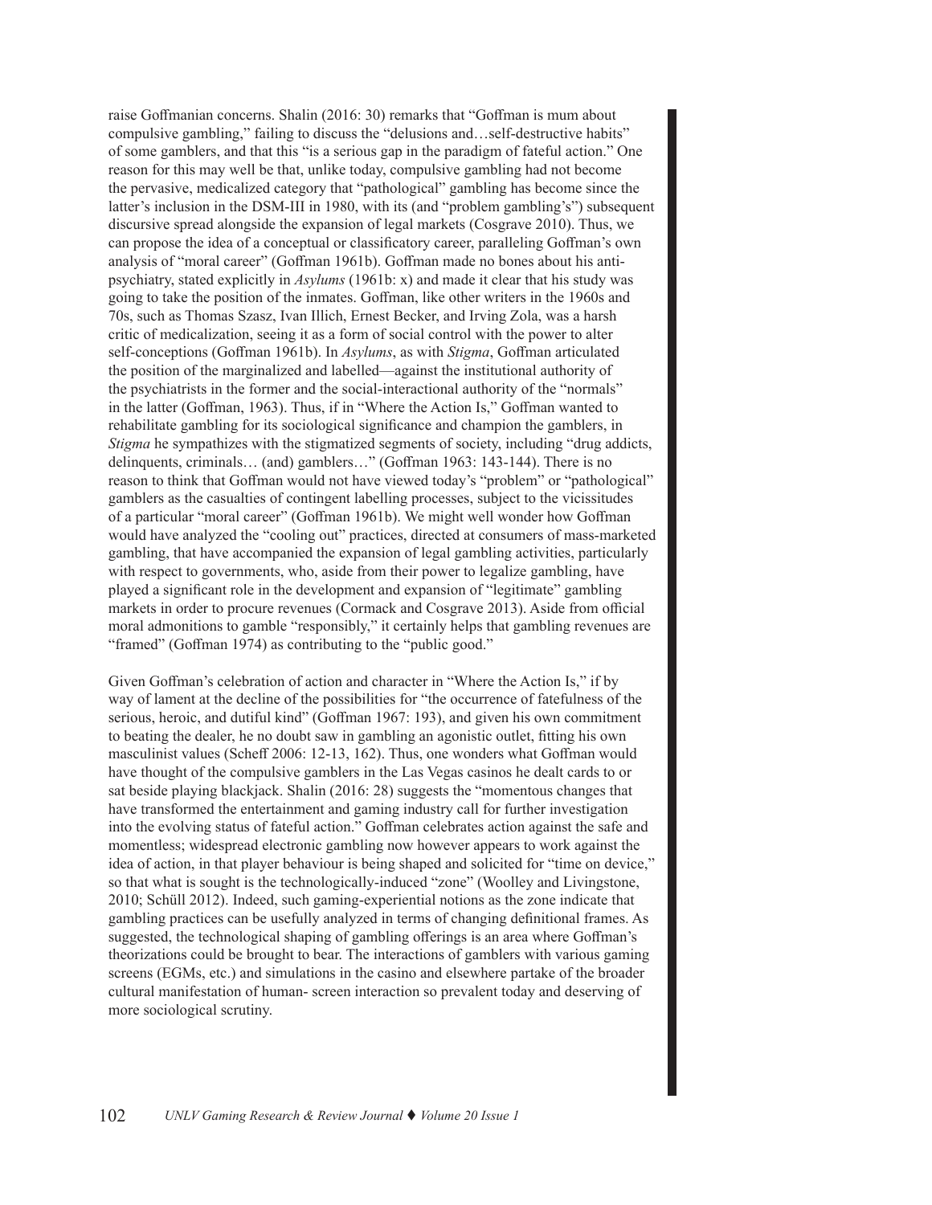raise Goffmanian concerns. Shalin (2016: 30) remarks that "Goffman is mum about compulsive gambling," failing to discuss the "delusions and…self-destructive habits" of some gamblers, and that this "is a serious gap in the paradigm of fateful action." One reason for this may well be that, unlike today, compulsive gambling had not become the pervasive, medicalized category that "pathological" gambling has become since the latter's inclusion in the DSM-III in 1980, with its (and "problem gambling's") subsequent discursive spread alongside the expansion of legal markets (Cosgrave 2010). Thus, we can propose the idea of a conceptual or classificatory career, paralleling Goffman's own analysis of "moral career" (Goffman 1961b). Goffman made no bones about his anti-psychiatry, stated explicitly in *Asylums* (1961b: x) and made it clear that his study was going to take the position of the inmates. Goffman, like other writers in the 1960s and 70s, such as Thomas Szasz, Ivan Illich, Ernest Becker, and Irving Zola, was a harsh critic of medicalization, seeing it as a form of social control with the power to alter self-conceptions (Goffman 1961b). In *Asylums*, as with *Stigma*, Goffman articulated the position of the marginalized and labelled—against the institutional authority of the psychiatrists in the former and the social-interactional authority of the "normals" in the latter (Goffman, 1963). Thus, if in "Where the Action Is," Goffman wanted to rehabilitate gambling for its sociological significance and champion the gamblers, in *Stigma* he sympathizes with the stigmatized segments of society, including "drug addicts, delinquents, criminals… (and) gamblers…" (Goffman 1963: 143-144). There is no reason to think that Goffman would not have viewed today's "problem" or "pathological" gamblers as the casualties of contingent labelling processes, subject to the vicissitudes of a particular "moral career" (Goffman 1961b). We might well wonder how Goffman would have analyzed the "cooling out" practices, directed at consumers of mass-marketed gambling, that have accompanied the expansion of legal gambling activities, particularly with respect to governments, who, aside from their power to legalize gambling, have played a significant role in the development and expansion of "legitimate" gambling markets in order to procure revenues (Cormack and Cosgrave 2013). Aside from official moral admonitions to gamble "responsibly," it certainly helps that gambling revenues are "framed" (Goffman 1974) as contributing to the "public good."

Given Goffman's celebration of action and character in "Where the Action Is," if by way of lament at the decline of the possibilities for "the occurrence of fatefulness of the serious, heroic, and dutiful kind" (Goffman 1967: 193), and given his own commitment to beating the dealer, he no doubt saw in gambling an agonistic outlet, fitting his own masculinist values (Scheff 2006: 12-13, 162). Thus, one wonders what Goffman would have thought of the compulsive gamblers in the Las Vegas casinos he dealt cards to or sat beside playing blackjack. Shalin (2016: 28) suggests the "momentous changes that have transformed the entertainment and gaming industry call for further investigation into the evolving status of fateful action." Goffman celebrates action against the safe and momentless; widespread electronic gambling now however appears to work against the idea of action, in that player behaviour is being shaped and solicited for "time on device," so that what is sought is the technologically-induced "zone" (Woolley and Livingstone, 2010; Schüll 2012). Indeed, such gaming-experiential notions as the zone indicate that gambling practices can be usefully analyzed in terms of changing definitional frames. As suggested, the technological shaping of gambling offerings is an area where Goffman's theorizations could be brought to bear. The interactions of gamblers with various gaming screens (EGMs, etc.) and simulations in the casino and elsewhere partake of the broader cultural manifestation of human- screen interaction so prevalent today and deserving of more sociological scrutiny.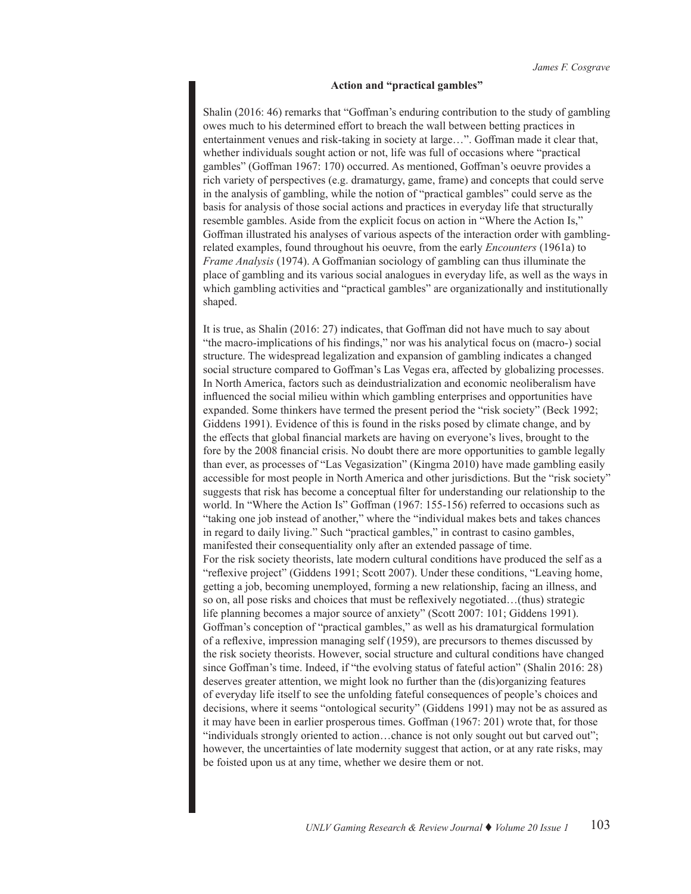### Action and "practical gambles"

Shalin (2016: 46) remarks that "Goffman's enduring contribution to the study of gambling owes much to his determined effort to breach the wall between betting practices in entertainment venues and risk-taking in society at large…". Goffman made it clear that, whether individuals sought action or not, life was full of occasions where "practical gambles" (Goffman 1967: 170) occurred. As mentioned, Goffman's oeuvre provides a rich variety of perspectives (e.g. dramaturgy, game, frame) and concepts that could serve in the analysis of gambling, while the notion of "practical gambles" could serve as the basis for analysis of those social actions and practices in everyday life that structurally resemble gambles. Aside from the explicit focus on action in "Where the Action Is," Goffman illustrated his analyses of various aspects of the interaction order with gambling-related examples, found throughout his oeuvre, from the early *Encounters* (1961a) to *Frame Analysis* (1974). A Goffmanian sociology of gambling can thus illuminate the place of gambling and its various social analogues in everyday life, as well as the ways in which gambling activities and "practical gambles" are organizationally and institutionally shaped.

It is true, as Shalin (2016: 27) indicates, that Goffman did not have much to say about "the macro-implications of his findings," nor was his analytical focus on (macro-) social structure. The widespread legalization and expansion of gambling indicates a changed social structure compared to Goffman's Las Vegas era, affected by globalizing processes. In North America, factors such as deindustrialization and economic neoliberalism have influenced the social milieu within which gambling enterprises and opportunities have expanded. Some thinkers have termed the present period the "risk society" (Beck 1992; Giddens 1991). Evidence of this is found in the risks posed by climate change, and by the effects that global financial markets are having on everyone's lives, brought to the fore by the 2008 financial crisis. No doubt there are more opportunities to gamble legally than ever, as processes of "Las Vegasization" (Kingma 2010) have made gambling easily accessible for most people in North America and other jurisdictions. But the "risk society" suggests that risk has become a conceptual filter for understanding our relationship to the world. In "Where the Action Is" Goffman (1967: 155-156) referred to occasions such as "taking one job instead of another," where the "individual makes bets and takes chances in regard to daily living." Such "practical gambles," in contrast to casino gambles, manifested their consequentiality only after an extended passage of time.

For the risk society theorists, late modern cultural conditions have produced the self as a "reflexive project" (Giddens 1991; Scott 2007). Under these conditions, "Leaving home, getting a job, becoming unemployed, forming a new relationship, facing an illness, and so on, all pose risks and choices that must be reflexively negotiated…(thus) strategic life planning becomes a major source of anxiety" (Scott 2007: 101; Giddens 1991). Goffman's conception of "practical gambles," as well as his dramaturgical formulation of a reflexive, impression managing self (1959), are precursors to themes discussed by the risk society theorists. However, social structure and cultural conditions have changed since Goffman's time. Indeed, if "the evolving status of fateful action" (Shalin 2016: 28) deserves greater attention, we might look no further than the (dis)organizing features of everyday life itself to see the unfolding fateful consequences of people's choices and decisions, where it seems "ontological security" (Giddens 1991) may not be as assured as it may have been in earlier prosperous times. Goffman (1967: 201) wrote that, for those "individuals strongly oriented to action…chance is not only sought out but carved out"; however, the uncertainties of late modernity suggest that action, or at any rate risks, may be foisted upon us at any time, whether we desire them or not.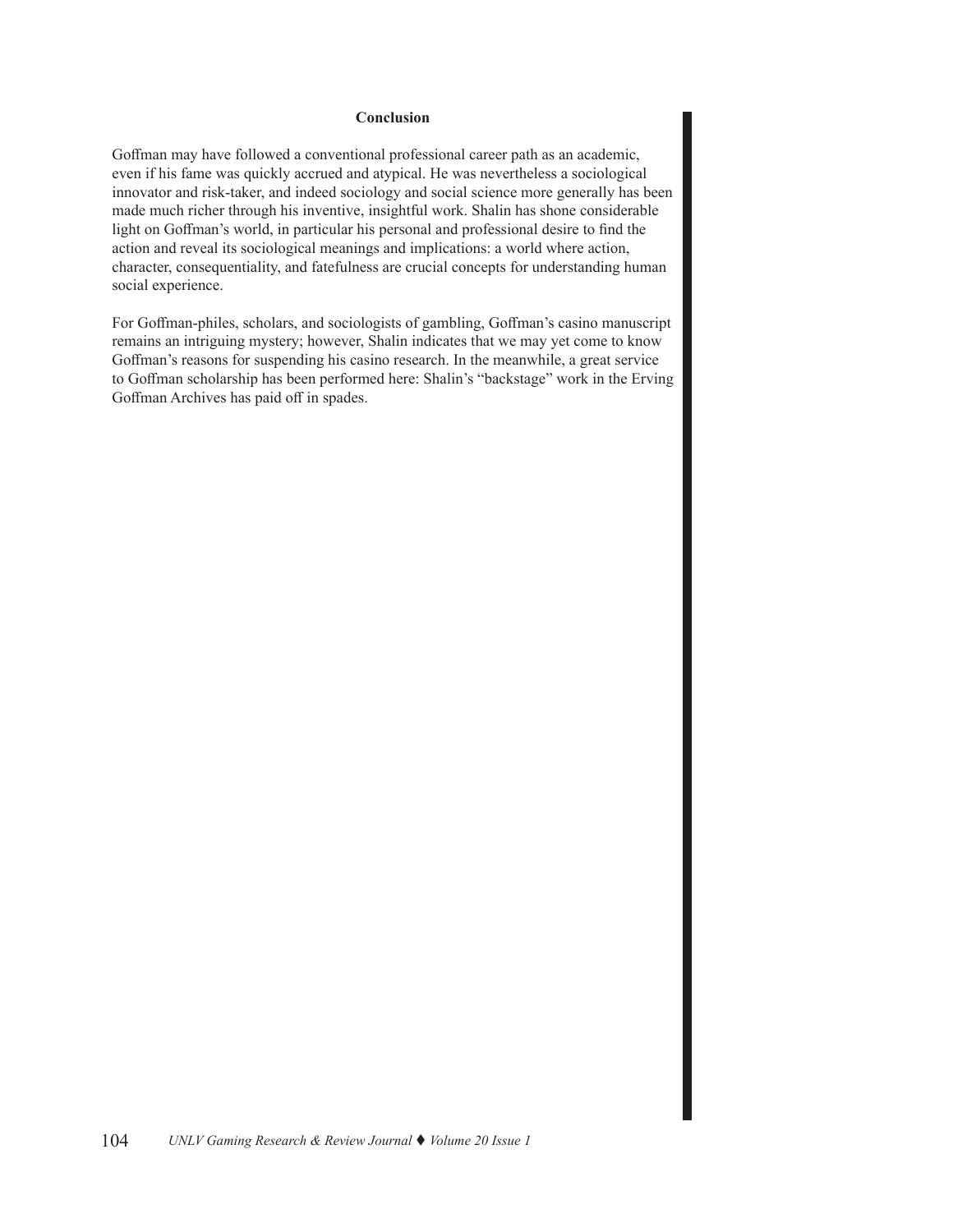## Conclusion

Goffman may have followed a conventional professional career path as an academic, even if his fame was quickly accrued and atypical. He was nevertheless a sociological innovator and risk-taker, and indeed sociology and social science more generally has been made much richer through his inventive, insightful work. Shalin has shone considerable light on Goffman's world, in particular his personal and professional desire to find the action and reveal its sociological meanings and implications: a world where action, character, consequentiality, and fatefulness are crucial concepts for understanding human social experience.

For Goffman-philes, scholars, and sociologists of gambling, Goffman's casino manuscript remains an intriguing mystery; however, Shalin indicates that we may yet come to know Goffman's reasons for suspending his casino research. In the meanwhile, a great service to Goffman scholarship has been performed here: Shalin's "backstage" work in the Erving Goffman Archives has paid off in spades.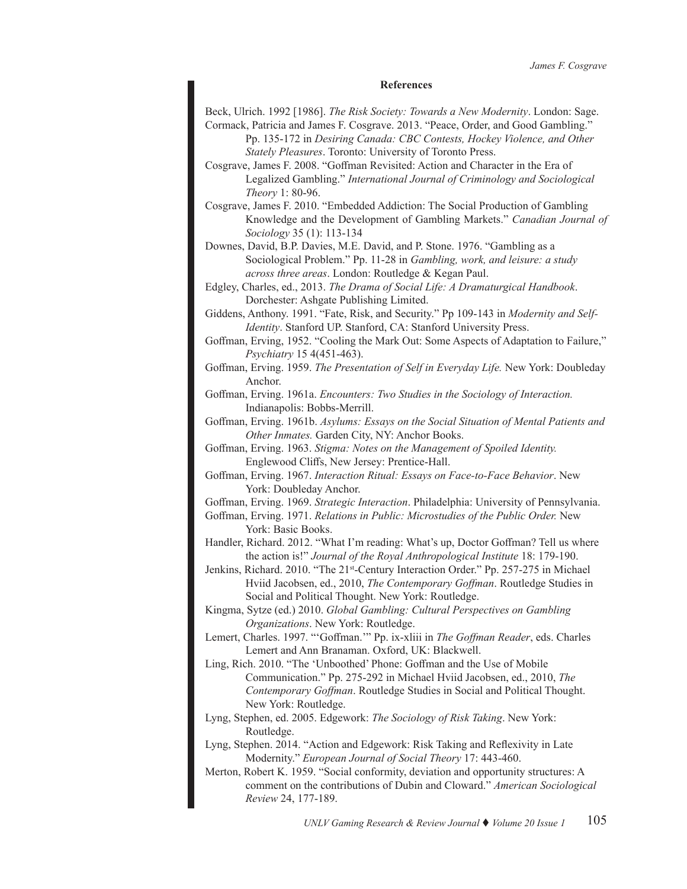## References

Beck, Ulrich. 1992 [1986]. *The Risk Society: Towards a New Modernity*. London: Sage.

Cormack, Patricia and James F. Cosgrave. 2013. "Peace, Order, and Good Gambling." Pp. 135-172 in *Desiring Canada: CBC Contests, Hockey Violence, and Other Stately Pleasures*. Toronto: University of Toronto Press.

Cosgrave, James F. 2008. "Goffman Revisited: Action and Character in the Era of Legalized Gambling." *International Journal of Criminology and Sociological Theory* 1: 80-96.

Cosgrave, James F. 2010. "Embedded Addiction: The Social Production of Gambling Knowledge and the Development of Gambling Markets." *Canadian Journal of Sociology* 35 (1): 113-134

Downes, David, B.P. Davies, M.E. David, and P. Stone. 1976. "Gambling as a Sociological Problem." Pp. 11-28 in *Gambling, work, and leisure: a study across three areas*. London: Routledge & Kegan Paul.

Edgley, Charles, ed., 2013. *The Drama of Social Life: A Dramaturgical Handbook*. Dorchester: Ashgate Publishing Limited.

Giddens, Anthony. 1991. "Fate, Risk, and Security." Pp 109-143 in *Modernity and Self-Identity*. Stanford UP. Stanford, CA: Stanford University Press.

Goffman, Erving, 1952. "Cooling the Mark Out: Some Aspects of Adaptation to Failure," *Psychiatry* 15 4(451-463).

Goffman, Erving. 1959. *The Presentation of Self in Everyday Life.* New York: Doubleday Anchor.

Goffman, Erving. 1961a. *Encounters: Two Studies in the Sociology of Interaction.* Indianapolis: Bobbs-Merrill.

Goffman, Erving. 1961b. *Asylums: Essays on the Social Situation of Mental Patients and Other Inmates.* Garden City, NY: Anchor Books.

Goffman, Erving. 1963. *Stigma: Notes on the Management of Spoiled Identity.* Englewood Cliffs, New Jersey: Prentice-Hall.

Goffman, Erving. 1967. *Interaction Ritual: Essays on Face-to-Face Behavior*. New York: Doubleday Anchor.

Goffman, Erving. 1969. *Strategic Interaction*. Philadelphia: University of Pennsylvania.

Goffman, Erving. 1971. *Relations in Public: Microstudies of the Public Order.* New York: Basic Books.

Handler, Richard. 2012. "What I'm reading: What's up, Doctor Goffman? Tell us where the action is!" *Journal of the Royal Anthropological Institute* 18: 179-190.

Jenkins, Richard. 2010. "The 21st-Century Interaction Order." Pp. 257-275 in Michael Hviid Jacobsen, ed., 2010, *The Contemporary Goffman*. Routledge Studies in Social and Political Thought. New York: Routledge.

Kingma, Sytze (ed.) 2010. *Global Gambling: Cultural Perspectives on Gambling Organizations*. New York: Routledge.

Lemert, Charles. 1997. "'Goffman.'" Pp. ix-xliii in *The Goffman Reader*, eds. Charles Lemert and Ann Branaman. Oxford, UK: Blackwell.

Ling, Rich. 2010. "The 'Unboothed' Phone: Goffman and the Use of Mobile Communication." Pp. 275-292 in Michael Hviid Jacobsen, ed., 2010, *The Contemporary Goffman*. Routledge Studies in Social and Political Thought. New York: Routledge.

Lyng, Stephen, ed. 2005. Edgework: *The Sociology of Risk Taking*. New York: Routledge.

Lyng, Stephen. 2014. "Action and Edgework: Risk Taking and Reflexivity in Late Modernity." *European Journal of Social Theory* 17: 443-460.

Merton, Robert K. 1959. "Social conformity, deviation and opportunity structures: A comment on the contributions of Dubin and Cloward." *American Sociological Review* 24, 177-189.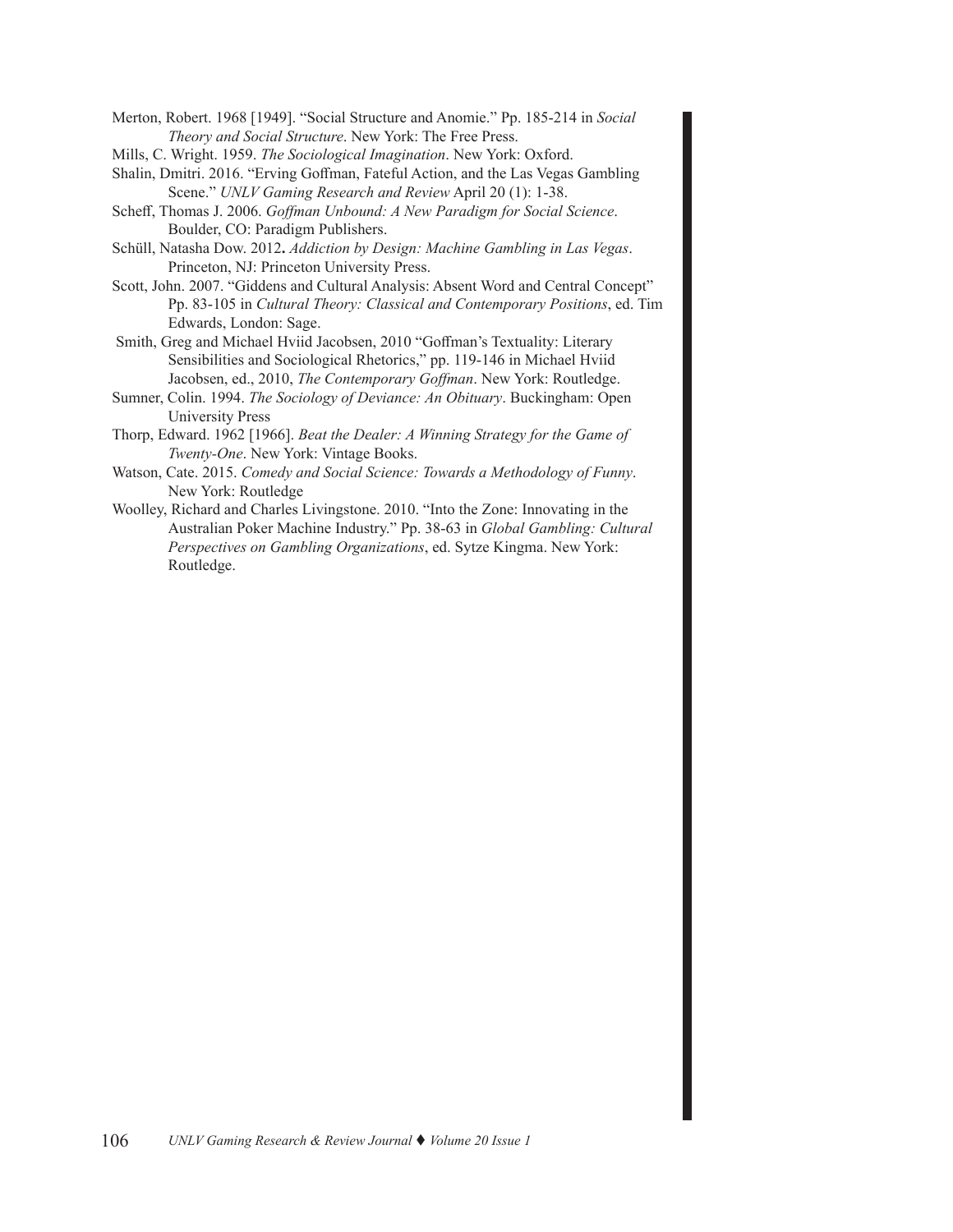Merton, Robert. 1968 [1949]. "Social Structure and Anomie." Pp. 185-214 in *Social Theory and Social Structure*. New York: The Free Press.

Mills, C. Wright. 1959. *The Sociological Imagination*. New York: Oxford.

Shalin, Dmitri. 2016. "Erving Goffman, Fateful Action, and the Las Vegas Gambling Scene." *UNLV Gaming Research and Review* April 20 (1): 1-38.

Scheff, Thomas J. 2006. *Goffman Unbound: A New Paradigm for Social Science*. Boulder, CO: Paradigm Publishers.

Schüll, Natasha Dow. 2012**.** *Addiction by Design: Machine Gambling in Las Vegas*. Princeton, NJ: Princeton University Press.

Scott, John. 2007. "Giddens and Cultural Analysis: Absent Word and Central Concept" Pp. 83-105 in *Cultural Theory: Classical and Contemporary Positions*, ed. Tim Edwards, London: Sage.

Smith, Greg and Michael Hviid Jacobsen, 2010 "Goffman's Textuality: Literary Sensibilities and Sociological Rhetorics," pp. 119-146 in Michael Hviid Jacobsen, ed., 2010, *The Contemporary Goffman*. New York: Routledge.

Sumner, Colin. 1994. *The Sociology of Deviance: An Obituary*. Buckingham: Open University Press

Thorp, Edward. 1962 [1966]. *Beat the Dealer: A Winning Strategy for the Game of Twenty-One*. New York: Vintage Books.

Watson, Cate. 2015. *Comedy and Social Science: Towards a Methodology of Funny*. New York: Routledge

Woolley, Richard and Charles Livingstone. 2010. "Into the Zone: Innovating in the Australian Poker Machine Industry." Pp. 38-63 in *Global Gambling: Cultural Perspectives on Gambling Organizations*, ed. Sytze Kingma. New York: Routledge.